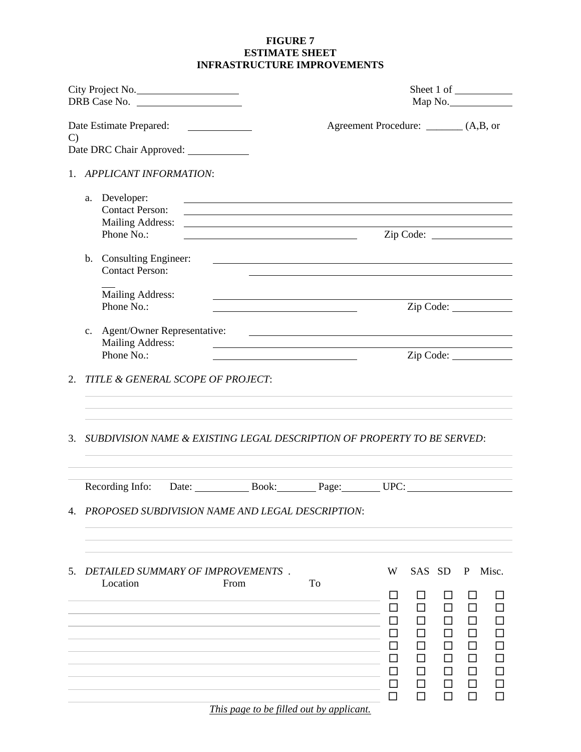# FIGURE 7
# ESTIMATE SHEET
# INFRASTRUCTURE IMPROVEMENTS

City Project No.\_\_\_\_\_\_\_\_\_\_\_\_\_\_\_\_\_\_\_\_ Sheet 1 of \_\_\_\_\_\_\_\_\_\_\_

DRB Case No. \_\_\_\_\_\_\_\_\_\_\_\_\_\_\_\_\_\_\_\_ Map No.\_\_\_\_\_\_\_\_\_\_\_\_

Date Estimate Prepared: \_\_\_\_\_\_\_\_\_\_\_\_ Agreement Procedure: \_\_\_\_\_\_\_ (A,B, or C)

Date DRC Chair Approved: \_\_\_\_\_\_\_\_\_\_\_\_

1. *APPLICANT INFORMATION*:

   a. Developer: \_\_\_\_\_\_\_\_\_\_\_\_\_\_\_\_\_\_\_\_\_\_\_\_\_\_\_\_\_\_\_\_\_\_\_\_\_\_\_\_
      Contact Person: \_\_\_\_\_\_\_\_\_\_\_\_\_\_\_\_\_\_\_\_\_\_\_\_\_\_\_\_\_\_\_\_\_\_\_\_\_\_\_\_
      Mailing Address: \_\_\_\_\_\_\_\_\_\_\_\_\_\_\_\_\_\_\_\_\_\_\_\_\_\_\_\_\_\_\_\_\_\_\_\_\_\_\_\_
      Phone No.: \_\_\_\_\_\_\_\_\_\_\_\_\_\_\_\_\_\_\_\_\_\_\_\_ Zip Code: \_\_\_\_\_\_\_\_\_\_\_\_

   b. Consulting Engineer: \_\_\_\_\_\_\_\_\_\_\_\_\_\_\_\_\_\_\_\_\_\_\_\_\_\_\_\_\_\_\_\_\_\_\_\_\_\_\_\_
      Contact Person: \_\_\_\_\_\_\_\_\_\_\_\_\_\_\_\_\_\_\_\_\_\_\_\_\_\_\_\_\_\_\_\_\_\_\_\_\_\_\_\_
      Mailing Address: \_\_\_\_\_\_\_\_\_\_\_\_\_\_\_\_\_\_\_\_\_\_\_\_\_\_\_\_\_\_\_\_\_\_\_\_\_\_\_\_
      Phone No.: \_\_\_\_\_\_\_\_\_\_\_\_\_\_\_\_\_\_\_\_\_\_\_\_ Zip Code: \_\_\_\_\_\_\_\_\_\_\_\_

   c. Agent/Owner Representative: \_\_\_\_\_\_\_\_\_\_\_\_\_\_\_\_\_\_\_\_\_\_\_\_\_\_\_\_\_\_\_\_\_\_\_\_\_\_\_\_
      Mailing Address: \_\_\_\_\_\_\_\_\_\_\_\_\_\_\_\_\_\_\_\_\_\_\_\_\_\_\_\_\_\_\_\_\_\_\_\_\_\_\_\_
      Phone No.: \_\_\_\_\_\_\_\_\_\_\_\_\_\_\_\_\_\_\_\_\_\_\_\_ Zip Code: \_\_\_\_\_\_\_\_\_\_\_\_

2. *TITLE & GENERAL SCOPE OF PROJECT*:

3. *SUBDIVISION NAME & EXISTING LEGAL DESCRIPTION OF PROPERTY TO BE SERVED*:

   Recording Info: Date: \_\_\_\_\_\_\_\_\_\_\_ Book:\_\_\_\_\_\_\_\_ Page:\_\_\_\_\_\_\_\_ UPC:\_\_\_\_\_\_\_\_\_\_\_\_\_\_\_\_\_\_\_\_

4. *PROPOSED SUBDIVISION NAME AND LEGAL DESCRIPTION*:

5. *DETAILED SUMMARY OF IMPROVEMENTS* .

| Location | From | To | W | SAS | SD | P | Misc. |
|---|---|---|---|---|---|---|---|
| | | | ☐ | ☐ | ☐ | ☐ | ☐ |
| | | | ☐ | ☐ | ☐ | ☐ | ☐ |
| | | | ☐ | ☐ | ☐ | ☐ | ☐ |
| | | | ☐ | ☐ | ☐ | ☐ | ☐ |
| | | | ☐ | ☐ | ☐ | ☐ | ☐ |
| | | | ☐ | ☐ | ☐ | ☐ | ☐ |
| | | | ☐ | ☐ | ☐ | ☐ | ☐ |
| | | | ☐ | ☐ | ☐ | ☐ | ☐ |
| | | | ☐ | ☐ | ☐ | ☐ | ☐ |

*This page to be filled out by applicant.*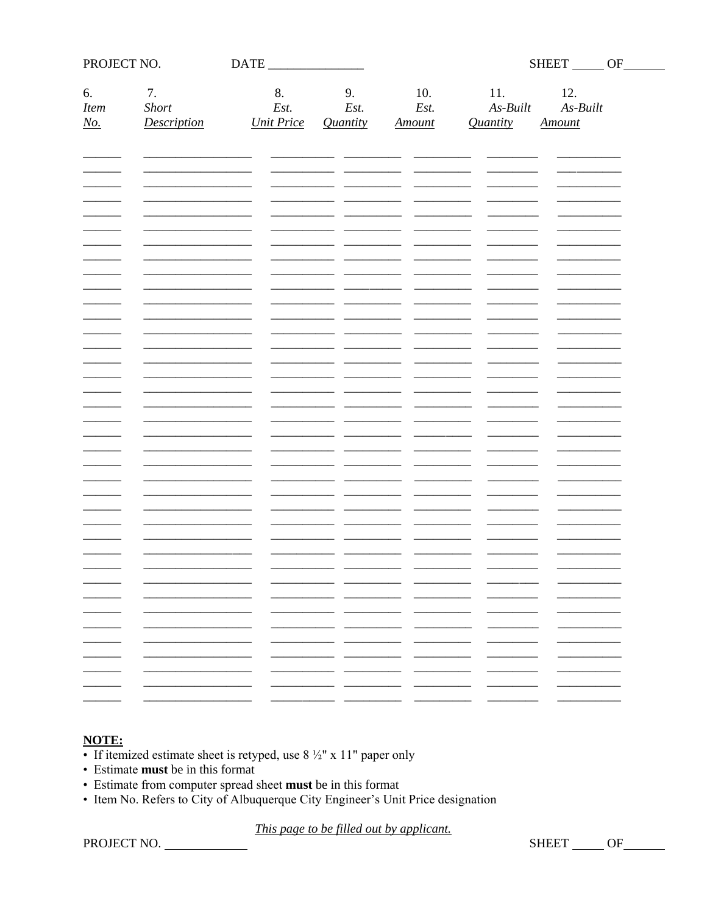PROJECT NO. DATE _______________ SHEET _____ OF______

| 6. Item No. | 7. Short Description | 8. Est. Unit Price | 9. Est. Quantity | 10. Est. Amount | 11. As-Built Quantity | 12. As-Built Amount |
|---|---|---|---|---|---|---|
| | | | | | | |
| | | | | | | |
| | | | | | | |
| | | | | | | |
| | | | | | | |
| | | | | | | |
| | | | | | | |
| | | | | | | |
| | | | | | | |
| | | | | | | |
| | | | | | | |
| | | | | | | |
| | | | | | | |
| | | | | | | |
| | | | | | | |
| | | | | | | |
| | | | | | | |
| | | | | | | |
| | | | | | | |
| | | | | | | |
| | | | | | | |
| | | | | | | |
| | | | | | | |
| | | | | | | |
| | | | | | | |
| | | | | | | |
| | | | | | | |
| | | | | | | |
| | | | | | | |
| | | | | | | |
| | | | | | | |
| | | | | | | |
| | | | | | | |
| | | | | | | |
| | | | | | | |
| | | | | | | |
| | | | | | | |

**NOTE:**

- If itemized estimate sheet is retyped, use 8 ½" x 11" paper only
- Estimate **must** be in this format
- Estimate from computer spread sheet **must** be in this format
- Item No. Refers to City of Albuquerque City Engineer's Unit Price designation

*This page to be filled out by applicant.*

PROJECT NO. _____________ SHEET _____ OF______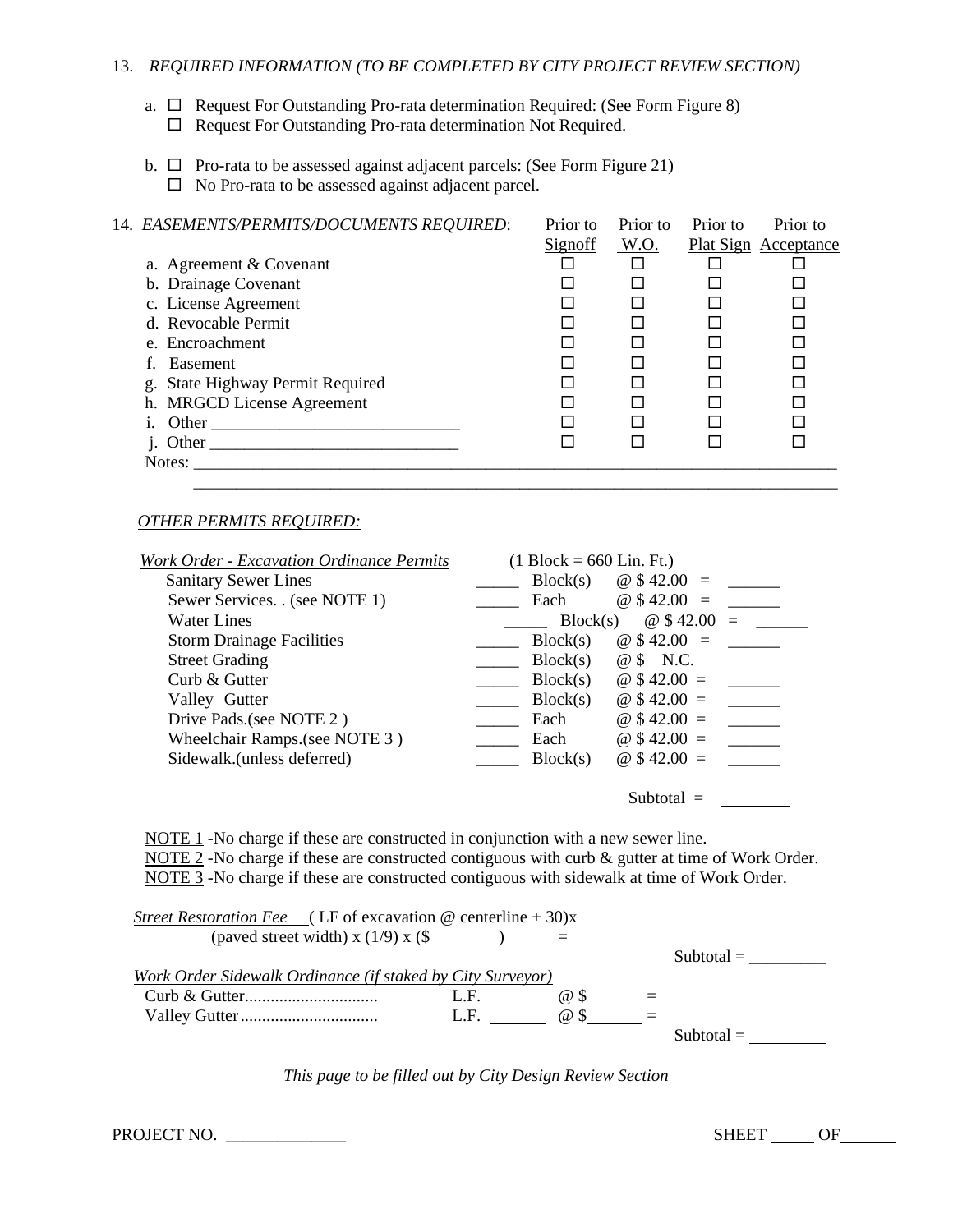13. *REQUIRED INFORMATION (TO BE COMPLETED BY CITY PROJECT REVIEW SECTION)*

a. ☐ Request For Outstanding Pro-rata determination Required: (See Form Figure 8)
   ☐ Request For Outstanding Pro-rata determination Not Required.

b. ☐ Pro-rata to be assessed against adjacent parcels: (See Form Figure 21)
   ☐ No Pro-rata to be assessed against adjacent parcel.

| 14. *EASEMENTS/PERMITS/DOCUMENTS REQUIRED*: | Prior to Signoff | Prior to W.O. | Prior to Plat Sign | Prior to Acceptance |
|---|---|---|---|---|
| a. Agreement & Covenant | ☐ | ☐ | ☐ | ☐ |
| b. Drainage Covenant | ☐ | ☐ | ☐ | ☐ |
| c. License Agreement | ☐ | ☐ | ☐ | ☐ |
| d. Revocable Permit | ☐ | ☐ | ☐ | ☐ |
| e. Encroachment | ☐ | ☐ | ☐ | ☐ |
| f. Easement | ☐ | ☐ | ☐ | ☐ |
| g. State Highway Permit Required | ☐ | ☐ | ☐ | ☐ |
| h. MRGCD License Agreement | ☐ | ☐ | ☐ | ☐ |
| i. Other ______________________________ | ☐ | ☐ | ☐ | ☐ |
| j. Other ______________________________ | ☐ | ☐ | ☐ | ☐ |

Notes: ________________________________________________________________________________
________________________________________________________________________________

*OTHER PERMITS REQUIRED:*

| *Work Order - Excavation Ordinance Permits* | (1 Block = 660 Lin. Ft.) | | | |
|---|---|---|---|---|
| Sanitary Sewer Lines | _____ | Block(s) | @ $ 42.00 = | ______ |
| Sewer Services. . (see NOTE 1) | _____ | Each | @ $ 42.00 = | ______ |
| Water Lines | _____ | Block(s) | @ $ 42.00 = | ______ |
| Storm Drainage Facilities | _____ | Block(s) | @ $ 42.00 = | ______ |
| Street Grading | _____ | Block(s) | @ $ N.C. | |
| Curb & Gutter | _____ | Block(s) | @ $ 42.00 = | ______ |
| Valley Gutter | _____ | Block(s) | @ $ 42.00 = | ______ |
| Drive Pads.(see NOTE 2 ) | _____ | Each | @ $ 42.00 = | ______ |
| Wheelchair Ramps.(see NOTE 3 ) | _____ | Each | @ $ 42.00 = | ______ |
| Sidewalk.(unless deferred) | _____ | Block(s) | @ $ 42.00 = | ______ |
| | | | Subtotal = | ________ |

NOTE 1 -No charge if these are constructed in conjunction with a new sewer line.
NOTE 2 -No charge if these are constructed contiguous with curb & gutter at time of Work Order.
NOTE 3 -No charge if these are constructed contiguous with sidewalk at time of Work Order.

*Street Restoration Fee* ( LF of excavation @ centerline + 30)x (paved street width) x (1/9) x ($________) =

Subtotal = _________

*Work Order Sidewalk Ordinance (if staked by City Surveyor)*

| | | | |
|---|---|---|---|
| Curb & Gutter.............................. | L.F. _______ | @ $______ = | |
| Valley Gutter................................ | L.F. _______ | @ $______ = | |
| | | | Subtotal = _________ |

*This page to be filled out by City Design Review Section*

PROJECT NO. ______________ SHEET _____ OF______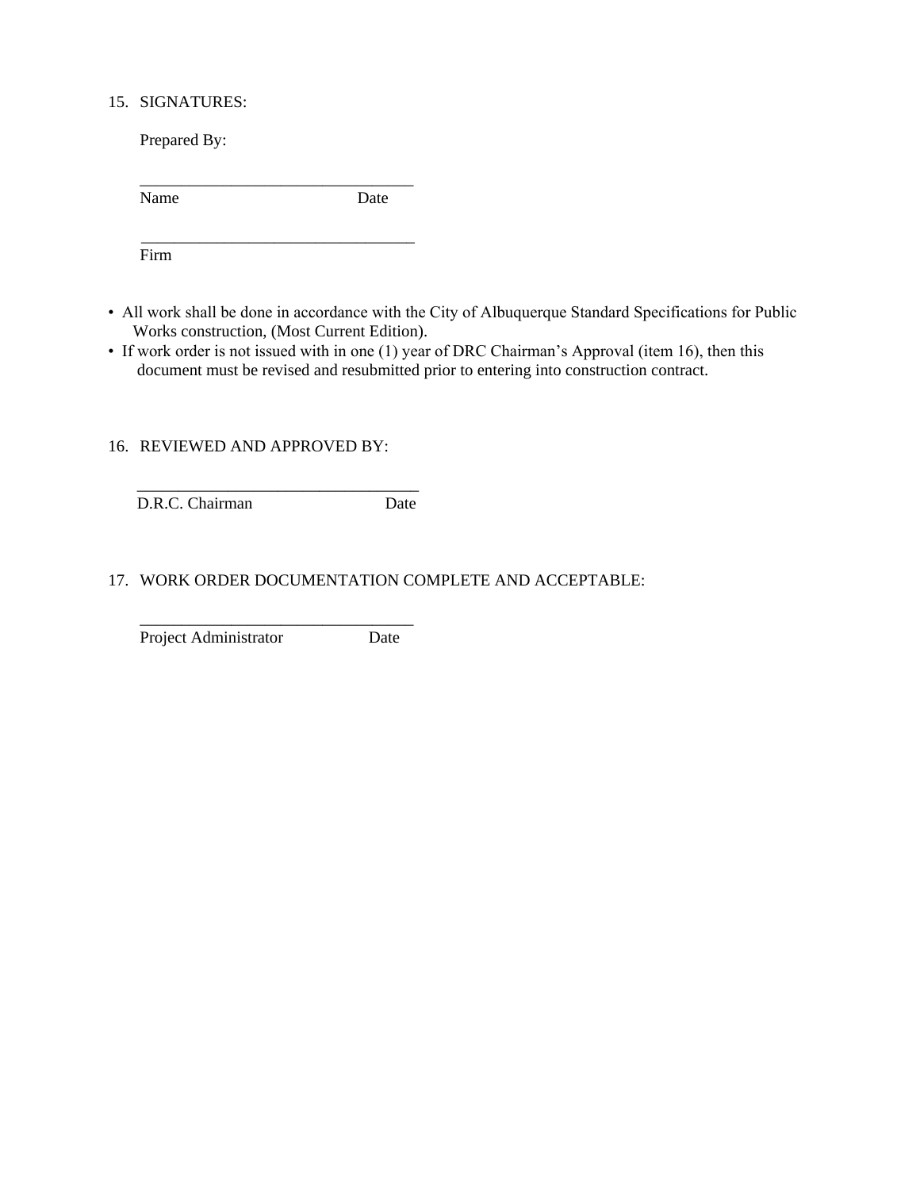15. SIGNATURES:

 Prepared By:

 ________________________________
 Name Date

 ________________________________
 Firm

- All work shall be done in accordance with the City of Albuquerque Standard Specifications for Public Works construction, (Most Current Edition).
- If work order is not issued with in one (1) year of DRC Chairman's Approval (item 16), then this document must be revised and resubmitted prior to entering into construction contract.

16. REVIEWED AND APPROVED BY:

 ________________________________
 D.R.C. Chairman Date

17. WORK ORDER DOCUMENTATION COMPLETE AND ACCEPTABLE:

 ________________________________
 Project Administrator Date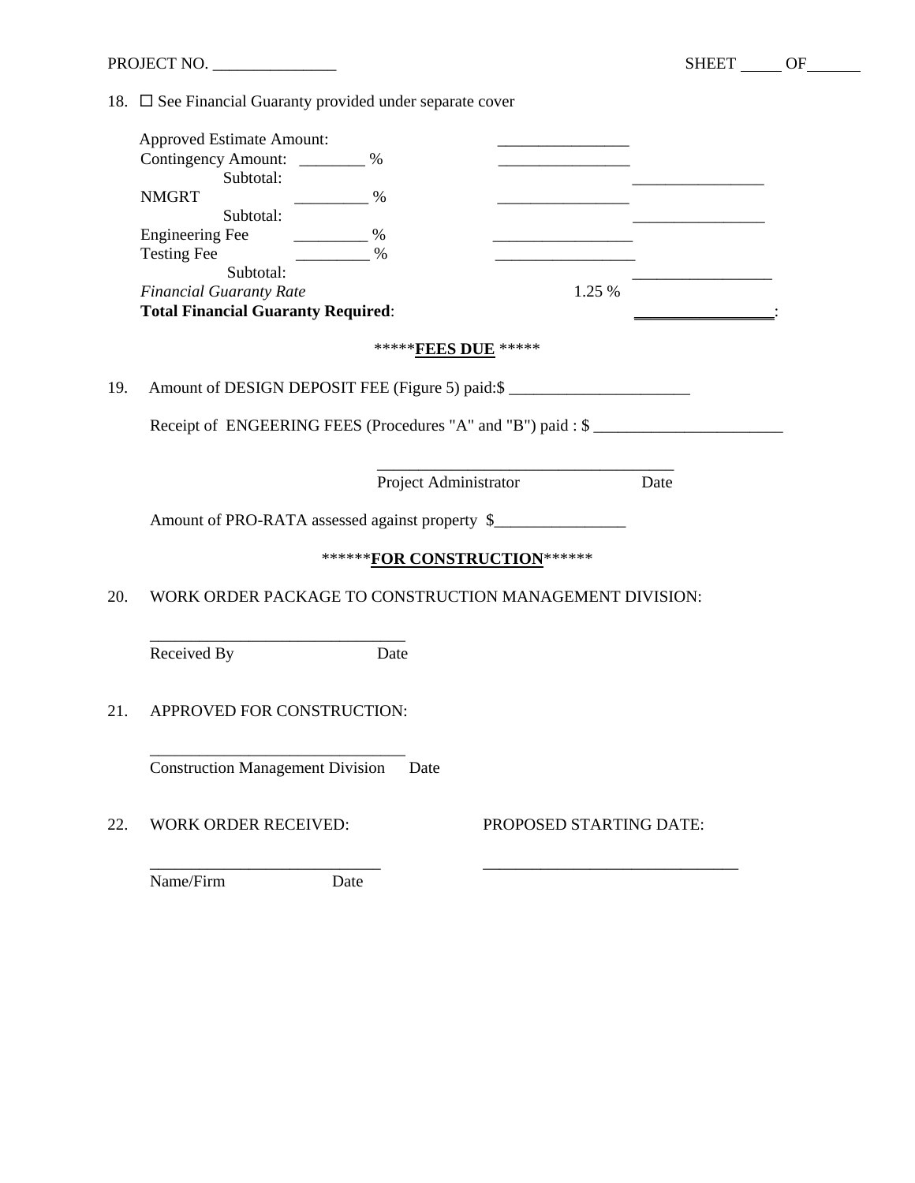PROJECT NO. _______________ SHEET _____ OF______

18. ☐ See Financial Guaranty provided under separate cover

| | | | |
|---|---|---|---|
| Approved Estimate Amount: | | ________________ | |
| Contingency Amount: | ________ % | ________________ | |
| Subtotal: | | | ________________ |
| NMGRT | _________ % | ________________ | |
| Subtotal: | | | ________________ |
| Engineering Fee | _________ % | _________________ | |
| Testing Fee | _________ % | _________________ | |
| Subtotal: | | | _________________ |
| *Financial Guaranty Rate* | | 1.25 % | |
| **Total Financial Guaranty Required**: | | | _________________: |

*****<u>**FEES DUE**</u> *****

19. Amount of DESIGN DEPOSIT FEE (Figure 5) paid:$ ______________________

Receipt of ENGEERING FEES (Procedures "A" and "B") paid : $ _______________________

____________________________________
Project Administrator Date

Amount of PRO-RATA assessed against property $________________

******<u>**FOR CONSTRUCTION**</u>******

20. WORK ORDER PACKAGE TO CONSTRUCTION MANAGEMENT DIVISION:

_______________________________
Received By Date

21. APPROVED FOR CONSTRUCTION:

_______________________________
Construction Management Division Date

22. WORK ORDER RECEIVED: PROPOSED STARTING DATE:

____________________________ _______________________________
Name/Firm Date